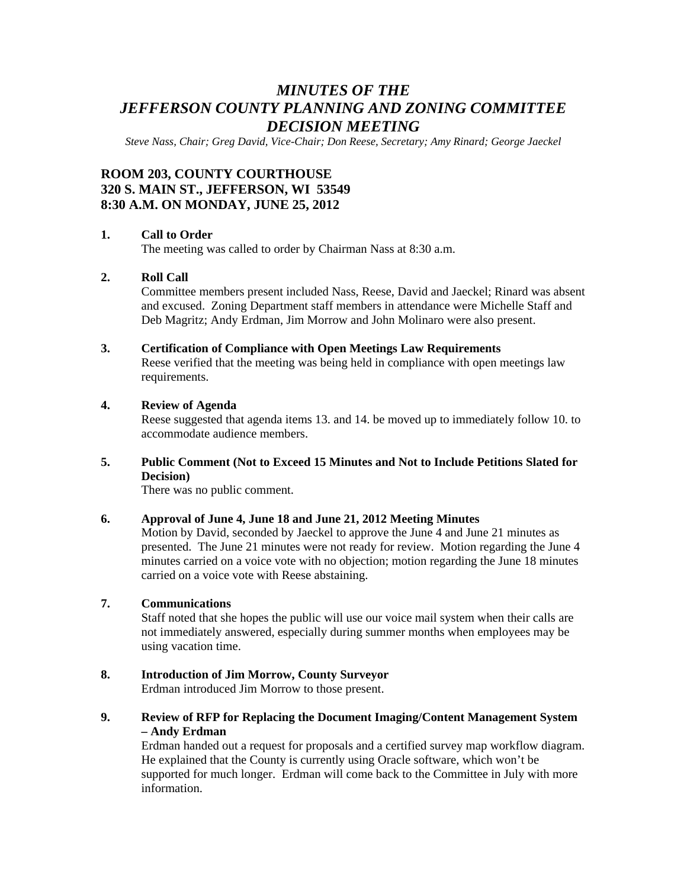# *MINUTES OF THE JEFFERSON COUNTY PLANNING AND ZONING COMMITTEE DECISION MEETING*

*Steve Nass, Chair; Greg David, Vice-Chair; Don Reese, Secretary; Amy Rinard; George Jaeckel*

## ROOM 203, COUNTY COURTHOUSE
## 320 S. MAIN ST., JEFFERSON, WI 53549
## 8:30 A.M. ON MONDAY, JUNE 25, 2012

**1. Call to Order**

The meeting was called to order by Chairman Nass at 8:30 a.m.

**2. Roll Call**

Committee members present included Nass, Reese, David and Jaeckel; Rinard was absent and excused. Zoning Department staff members in attendance were Michelle Staff and Deb Magritz; Andy Erdman, Jim Morrow and John Molinaro were also present.

**3. Certification of Compliance with Open Meetings Law Requirements**

Reese verified that the meeting was being held in compliance with open meetings law requirements.

**4. Review of Agenda**

Reese suggested that agenda items 13. and 14. be moved up to immediately follow 10. to accommodate audience members.

**5. Public Comment (Not to Exceed 15 Minutes and Not to Include Petitions Slated for Decision)**

There was no public comment.

**6. Approval of June 4, June 18 and June 21, 2012 Meeting Minutes**

Motion by David, seconded by Jaeckel to approve the June 4 and June 21 minutes as presented. The June 21 minutes were not ready for review. Motion regarding the June 4 minutes carried on a voice vote with no objection; motion regarding the June 18 minutes carried on a voice vote with Reese abstaining.

**7. Communications**

Staff noted that she hopes the public will use our voice mail system when their calls are not immediately answered, especially during summer months when employees may be using vacation time.

**8. Introduction of Jim Morrow, County Surveyor**

Erdman introduced Jim Morrow to those present.

**9. Review of RFP for Replacing the Document Imaging/Content Management System – Andy Erdman**

Erdman handed out a request for proposals and a certified survey map workflow diagram. He explained that the County is currently using Oracle software, which won't be supported for much longer. Erdman will come back to the Committee in July with more information.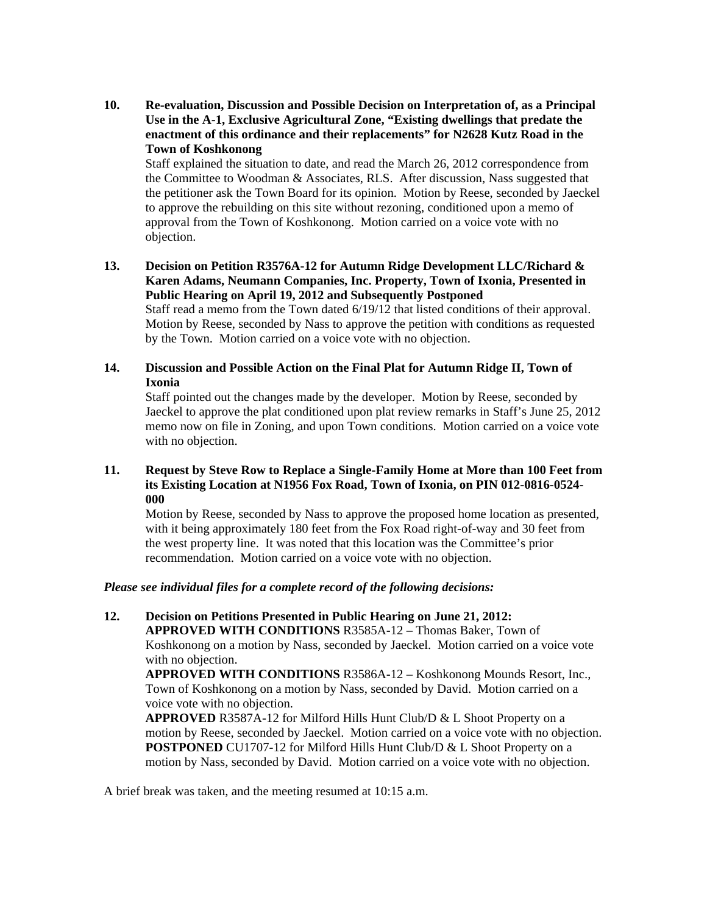**10. Re-evaluation, Discussion and Possible Decision on Interpretation of, as a Principal Use in the A-1, Exclusive Agricultural Zone, "Existing dwellings that predate the enactment of this ordinance and their replacements" for N2628 Kutz Road in the Town of Koshkonong**

Staff explained the situation to date, and read the March 26, 2012 correspondence from the Committee to Woodman & Associates, RLS. After discussion, Nass suggested that the petitioner ask the Town Board for its opinion. Motion by Reese, seconded by Jaeckel to approve the rebuilding on this site without rezoning, conditioned upon a memo of approval from the Town of Koshkonong. Motion carried on a voice vote with no objection.

**13. Decision on Petition R3576A-12 for Autumn Ridge Development LLC/Richard & Karen Adams, Neumann Companies, Inc. Property, Town of Ixonia, Presented in Public Hearing on April 19, 2012 and Subsequently Postponed**

Staff read a memo from the Town dated 6/19/12 that listed conditions of their approval. Motion by Reese, seconded by Nass to approve the petition with conditions as requested by the Town. Motion carried on a voice vote with no objection.

**14. Discussion and Possible Action on the Final Plat for Autumn Ridge II, Town of Ixonia**

Staff pointed out the changes made by the developer. Motion by Reese, seconded by Jaeckel to approve the plat conditioned upon plat review remarks in Staff's June 25, 2012 memo now on file in Zoning, and upon Town conditions. Motion carried on a voice vote with no objection.

**11. Request by Steve Row to Replace a Single-Family Home at More than 100 Feet from its Existing Location at N1956 Fox Road, Town of Ixonia, on PIN 012-0816-0524-000**

Motion by Reese, seconded by Nass to approve the proposed home location as presented, with it being approximately 180 feet from the Fox Road right-of-way and 30 feet from the west property line. It was noted that this location was the Committee's prior recommendation. Motion carried on a voice vote with no objection.

***Please see individual files for a complete record of the following decisions:***

**12. Decision on Petitions Presented in Public Hearing on June 21, 2012:**

**APPROVED WITH CONDITIONS** R3585A-12 – Thomas Baker, Town of Koshkonong on a motion by Nass, seconded by Jaeckel. Motion carried on a voice vote with no objection.

**APPROVED WITH CONDITIONS** R3586A-12 – Koshkonong Mounds Resort, Inc., Town of Koshkonong on a motion by Nass, seconded by David. Motion carried on a voice vote with no objection.

**APPROVED** R3587A-12 for Milford Hills Hunt Club/D & L Shoot Property on a motion by Reese, seconded by Jaeckel. Motion carried on a voice vote with no objection.

**POSTPONED** CU1707-12 for Milford Hills Hunt Club/D & L Shoot Property on a motion by Nass, seconded by David. Motion carried on a voice vote with no objection.

A brief break was taken, and the meeting resumed at 10:15 a.m.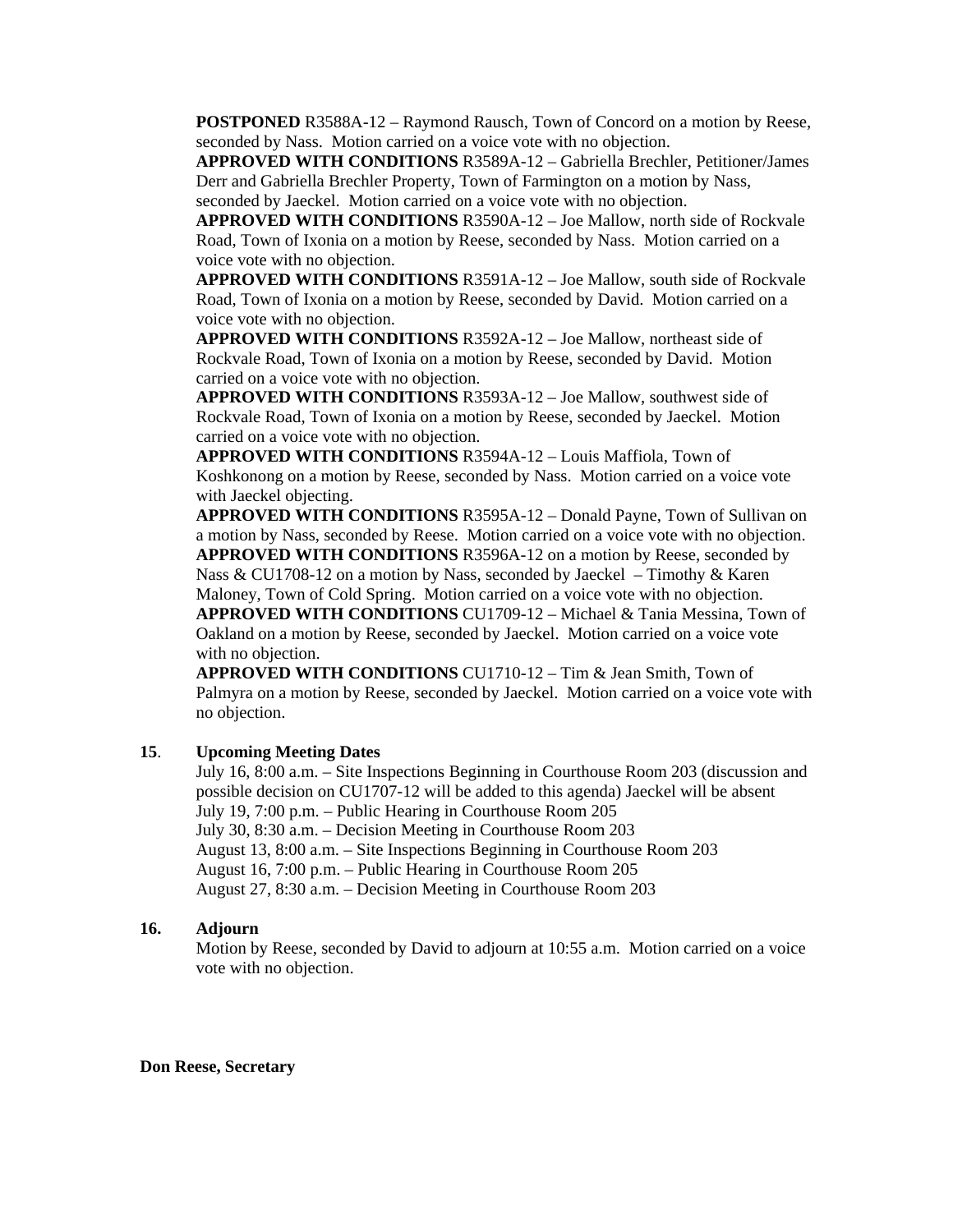**POSTPONED** R3588A-12 – Raymond Rausch, Town of Concord on a motion by Reese, seconded by Nass. Motion carried on a voice vote with no objection.
**APPROVED WITH CONDITIONS** R3589A-12 – Gabriella Brechler, Petitioner/James Derr and Gabriella Brechler Property, Town of Farmington on a motion by Nass, seconded by Jaeckel. Motion carried on a voice vote with no objection.
**APPROVED WITH CONDITIONS** R3590A-12 – Joe Mallow, north side of Rockvale Road, Town of Ixonia on a motion by Reese, seconded by Nass. Motion carried on a voice vote with no objection.
**APPROVED WITH CONDITIONS** R3591A-12 – Joe Mallow, south side of Rockvale Road, Town of Ixonia on a motion by Reese, seconded by David. Motion carried on a voice vote with no objection.
**APPROVED WITH CONDITIONS** R3592A-12 – Joe Mallow, northeast side of Rockvale Road, Town of Ixonia on a motion by Reese, seconded by David. Motion carried on a voice vote with no objection.
**APPROVED WITH CONDITIONS** R3593A-12 – Joe Mallow, southwest side of Rockvale Road, Town of Ixonia on a motion by Reese, seconded by Jaeckel. Motion carried on a voice vote with no objection.
**APPROVED WITH CONDITIONS** R3594A-12 – Louis Maffiola, Town of Koshkonong on a motion by Reese, seconded by Nass. Motion carried on a voice vote with Jaeckel objecting.
**APPROVED WITH CONDITIONS** R3595A-12 – Donald Payne, Town of Sullivan on a motion by Nass, seconded by Reese. Motion carried on a voice vote with no objection.
**APPROVED WITH CONDITIONS** R3596A-12 on a motion by Reese, seconded by Nass & CU1708-12 on a motion by Nass, seconded by Jaeckel – Timothy & Karen Maloney, Town of Cold Spring. Motion carried on a voice vote with no objection.
**APPROVED WITH CONDITIONS** CU1709-12 – Michael & Tania Messina, Town of Oakland on a motion by Reese, seconded by Jaeckel. Motion carried on a voice vote with no objection.
**APPROVED WITH CONDITIONS** CU1710-12 – Tim & Jean Smith, Town of Palmyra on a motion by Reese, seconded by Jaeckel. Motion carried on a voice vote with no objection.

**15. Upcoming Meeting Dates**

July 16, 8:00 a.m. – Site Inspections Beginning in Courthouse Room 203 (discussion and possible decision on CU1707-12 will be added to this agenda) Jaeckel will be absent
July 19, 7:00 p.m. – Public Hearing in Courthouse Room 205
July 30, 8:30 a.m. – Decision Meeting in Courthouse Room 203
August 13, 8:00 a.m. – Site Inspections Beginning in Courthouse Room 203
August 16, 7:00 p.m. – Public Hearing in Courthouse Room 205
August 27, 8:30 a.m. – Decision Meeting in Courthouse Room 203

**16. Adjourn**

Motion by Reese, seconded by David to adjourn at 10:55 a.m. Motion carried on a voice vote with no objection.

**Don Reese, Secretary**